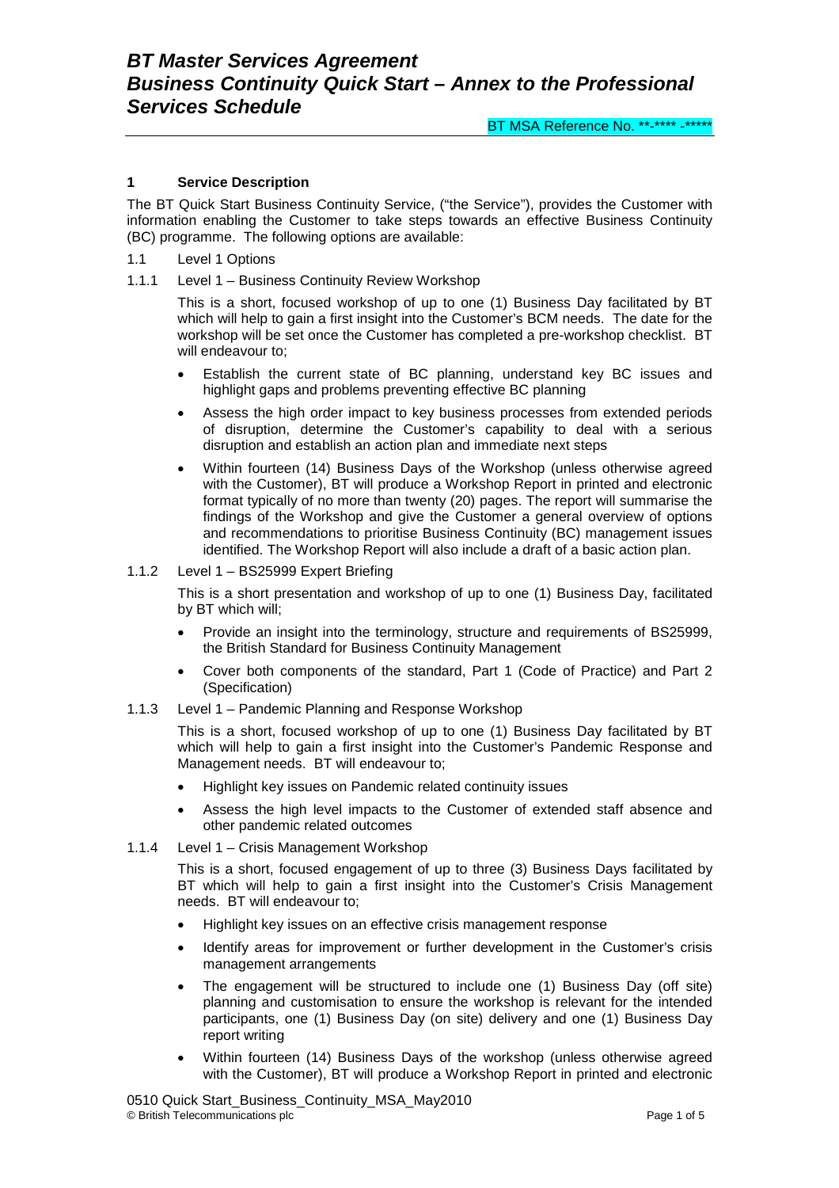# BT Master Services Agreement
# Business Continuity Quick Start – Annex to the Professional Services Schedule

BT MSA Reference No. **-**** -*****

## 1 Service Description

The BT Quick Start Business Continuity Service, ("the Service"), provides the Customer with information enabling the Customer to take steps towards an effective Business Continuity (BC) programme. The following options are available:

1.1 Level 1 Options

1.1.1 Level 1 – Business Continuity Review Workshop

This is a short, focused workshop of up to one (1) Business Day facilitated by BT which will help to gain a first insight into the Customer's BCM needs. The date for the workshop will be set once the Customer has completed a pre-workshop checklist. BT will endeavour to;

- Establish the current state of BC planning, understand key BC issues and highlight gaps and problems preventing effective BC planning
- Assess the high order impact to key business processes from extended periods of disruption, determine the Customer's capability to deal with a serious disruption and establish an action plan and immediate next steps
- Within fourteen (14) Business Days of the Workshop (unless otherwise agreed with the Customer), BT will produce a Workshop Report in printed and electronic format typically of no more than twenty (20) pages. The report will summarise the findings of the Workshop and give the Customer a general overview of options and recommendations to prioritise Business Continuity (BC) management issues identified. The Workshop Report will also include a draft of a basic action plan.

1.1.2 Level 1 – BS25999 Expert Briefing

This is a short presentation and workshop of up to one (1) Business Day, facilitated by BT which will;

- Provide an insight into the terminology, structure and requirements of BS25999, the British Standard for Business Continuity Management
- Cover both components of the standard, Part 1 (Code of Practice) and Part 2 (Specification)

1.1.3 Level 1 – Pandemic Planning and Response Workshop

This is a short, focused workshop of up to one (1) Business Day facilitated by BT which will help to gain a first insight into the Customer's Pandemic Response and Management needs. BT will endeavour to;

- Highlight key issues on Pandemic related continuity issues
- Assess the high level impacts to the Customer of extended staff absence and other pandemic related outcomes

1.1.4 Level 1 – Crisis Management Workshop

This is a short, focused engagement of up to three (3) Business Days facilitated by BT which will help to gain a first insight into the Customer's Crisis Management needs. BT will endeavour to;

- Highlight key issues on an effective crisis management response
- Identify areas for improvement or further development in the Customer's crisis management arrangements
- The engagement will be structured to include one (1) Business Day (off site) planning and customisation to ensure the workshop is relevant for the intended participants, one (1) Business Day (on site) delivery and one (1) Business Day report writing
- Within fourteen (14) Business Days of the workshop (unless otherwise agreed with the Customer), BT will produce a Workshop Report in printed and electronic

0510 Quick Start_Business_Continuity_MSA_May2010
© British Telecommunications plc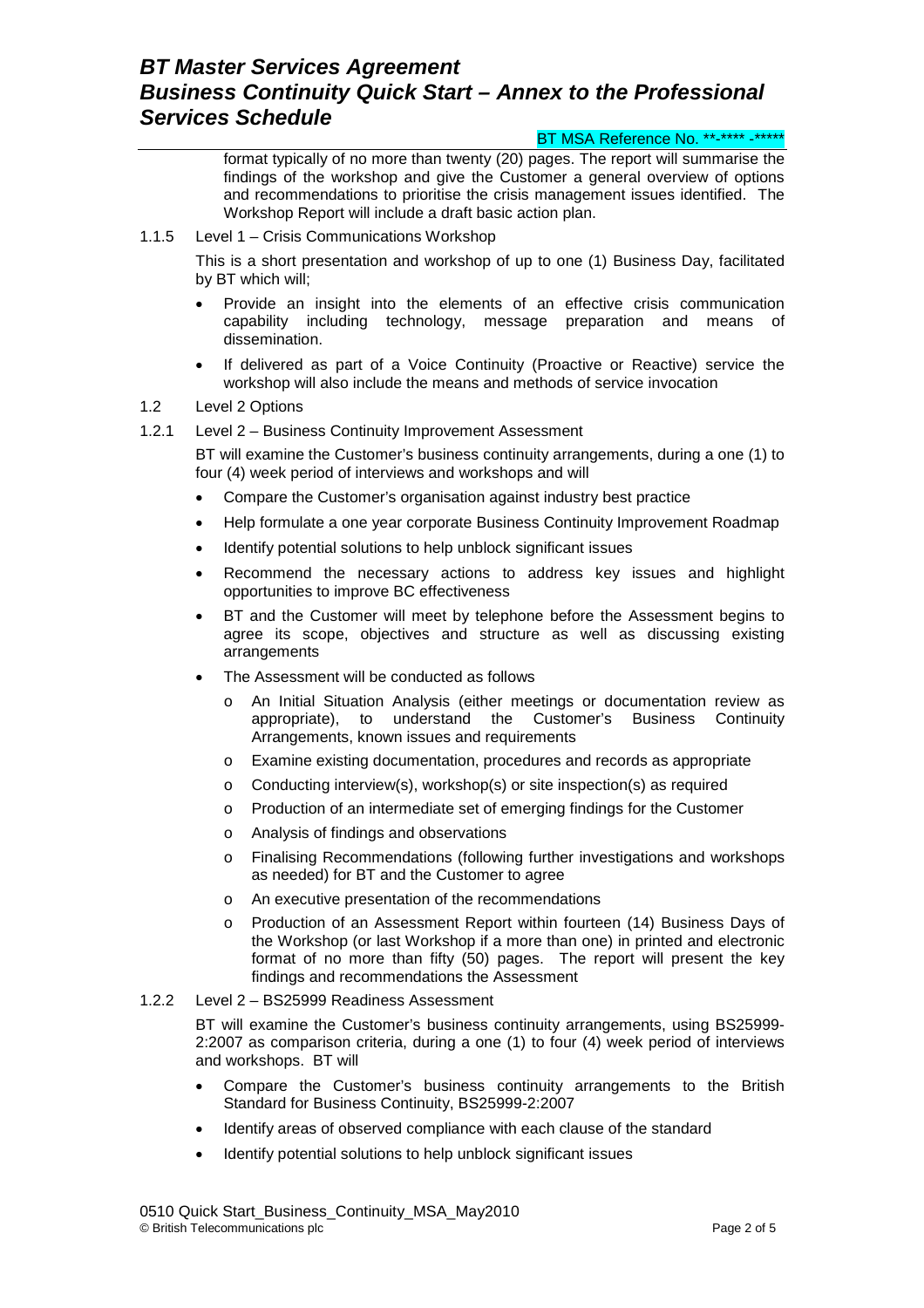format typically of no more than twenty (20) pages. The report will summarise the findings of the workshop and give the Customer a general overview of options and recommendations to prioritise the crisis management issues identified. The Workshop Report will include a draft basic action plan.

1.1.5 Level 1 – Crisis Communications Workshop

This is a short presentation and workshop of up to one (1) Business Day, facilitated by BT which will;

- Provide an insight into the elements of an effective crisis communication capability including technology, message preparation and means of dissemination.
- If delivered as part of a Voice Continuity (Proactive or Reactive) service the workshop will also include the means and methods of service invocation

1.2 Level 2 Options

1.2.1 Level 2 – Business Continuity Improvement Assessment

BT will examine the Customer's business continuity arrangements, during a one (1) to four (4) week period of interviews and workshops and will

- Compare the Customer's organisation against industry best practice
- Help formulate a one year corporate Business Continuity Improvement Roadmap
- Identify potential solutions to help unblock significant issues
- Recommend the necessary actions to address key issues and highlight opportunities to improve BC effectiveness
- BT and the Customer will meet by telephone before the Assessment begins to agree its scope, objectives and structure as well as discussing existing arrangements
- The Assessment will be conducted as follows
  - An Initial Situation Analysis (either meetings or documentation review as appropriate), to understand the Customer's Business Continuity Arrangements, known issues and requirements
  - Examine existing documentation, procedures and records as appropriate
  - Conducting interview(s), workshop(s) or site inspection(s) as required
  - Production of an intermediate set of emerging findings for the Customer
  - Analysis of findings and observations
  - Finalising Recommendations (following further investigations and workshops as needed) for BT and the Customer to agree
  - An executive presentation of the recommendations
  - Production of an Assessment Report within fourteen (14) Business Days of the Workshop (or last Workshop if a more than one) in printed and electronic format of no more than fifty (50) pages. The report will present the key findings and recommendations the Assessment

1.2.2 Level 2 – BS25999 Readiness Assessment

BT will examine the Customer's business continuity arrangements, using BS25999-2:2007 as comparison criteria, during a one (1) to four (4) week period of interviews and workshops. BT will

- Compare the Customer's business continuity arrangements to the British Standard for Business Continuity, BS25999-2:2007
- Identify areas of observed compliance with each clause of the standard
- Identify potential solutions to help unblock significant issues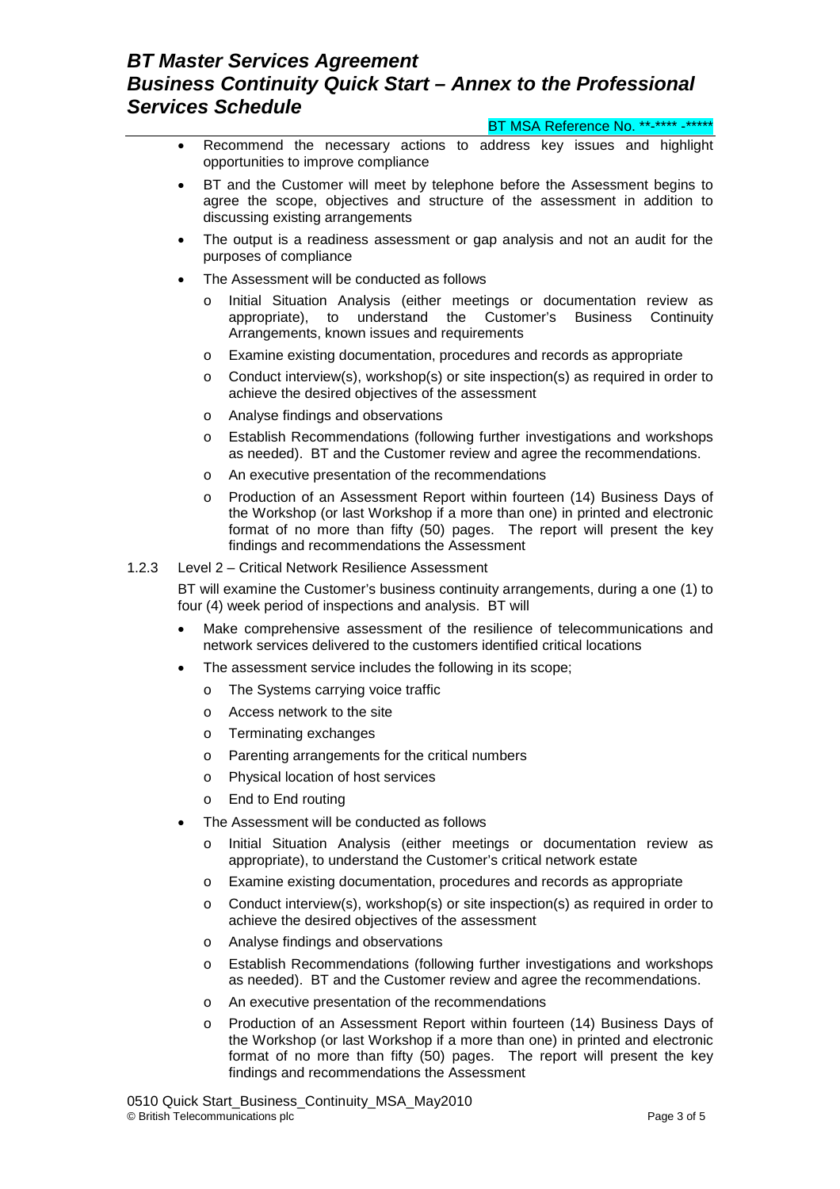- Recommend the necessary actions to address key issues and highlight opportunities to improve compliance
- BT and the Customer will meet by telephone before the Assessment begins to agree the scope, objectives and structure of the assessment in addition to discussing existing arrangements
- The output is a readiness assessment or gap analysis and not an audit for the purposes of compliance
- The Assessment will be conducted as follows
  - Initial Situation Analysis (either meetings or documentation review as appropriate), to understand the Customer's Business Continuity Arrangements, known issues and requirements
  - Examine existing documentation, procedures and records as appropriate
  - Conduct interview(s), workshop(s) or site inspection(s) as required in order to achieve the desired objectives of the assessment
  - Analyse findings and observations
  - Establish Recommendations (following further investigations and workshops as needed). BT and the Customer review and agree the recommendations.
  - An executive presentation of the recommendations
  - Production of an Assessment Report within fourteen (14) Business Days of the Workshop (or last Workshop if a more than one) in printed and electronic format of no more than fifty (50) pages. The report will present the key findings and recommendations the Assessment

1.2.3 Level 2 – Critical Network Resilience Assessment

BT will examine the Customer's business continuity arrangements, during a one (1) to four (4) week period of inspections and analysis. BT will

- Make comprehensive assessment of the resilience of telecommunications and network services delivered to the customers identified critical locations
- The assessment service includes the following in its scope;
  - The Systems carrying voice traffic
  - Access network to the site
  - Terminating exchanges
  - Parenting arrangements for the critical numbers
  - Physical location of host services
  - End to End routing
- The Assessment will be conducted as follows
  - Initial Situation Analysis (either meetings or documentation review as appropriate), to understand the Customer's critical network estate
  - Examine existing documentation, procedures and records as appropriate
  - Conduct interview(s), workshop(s) or site inspection(s) as required in order to achieve the desired objectives of the assessment
  - Analyse findings and observations
  - Establish Recommendations (following further investigations and workshops as needed). BT and the Customer review and agree the recommendations.
  - An executive presentation of the recommendations
  - Production of an Assessment Report within fourteen (14) Business Days of the Workshop (or last Workshop if a more than one) in printed and electronic format of no more than fifty (50) pages. The report will present the key findings and recommendations the Assessment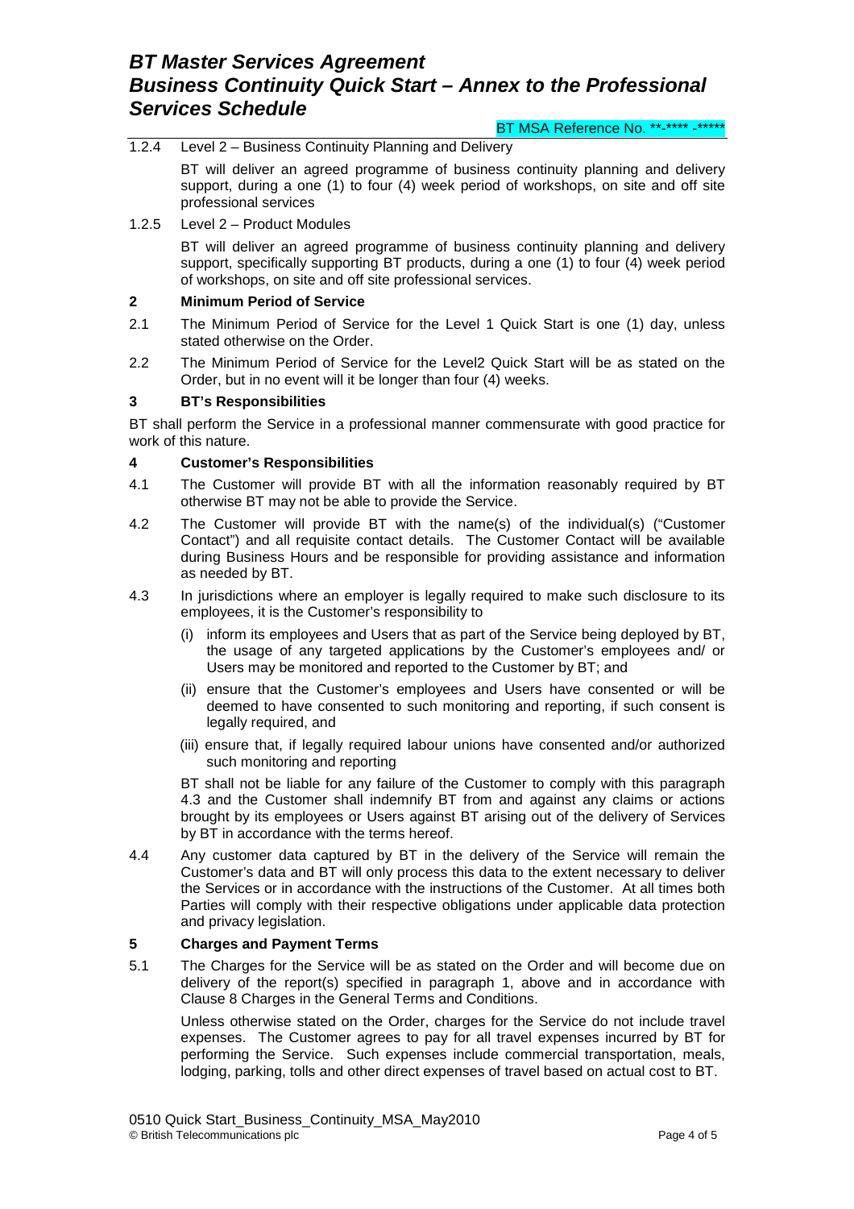1.2.4 Level 2 – Business Continuity Planning and Delivery

BT will deliver an agreed programme of business continuity planning and delivery support, during a one (1) to four (4) week period of workshops, on site and off site professional services

1.2.5 Level 2 – Product Modules

BT will deliver an agreed programme of business continuity planning and delivery support, specifically supporting BT products, during a one (1) to four (4) week period of workshops, on site and off site professional services.

## 2 Minimum Period of Service

2.1 The Minimum Period of Service for the Level 1 Quick Start is one (1) day, unless stated otherwise on the Order.

2.2 The Minimum Period of Service for the Level2 Quick Start will be as stated on the Order, but in no event will it be longer than four (4) weeks.

## 3 BT's Responsibilities

BT shall perform the Service in a professional manner commensurate with good practice for work of this nature.

## 4 Customer's Responsibilities

4.1 The Customer will provide BT with all the information reasonably required by BT otherwise BT may not be able to provide the Service.

4.2 The Customer will provide BT with the name(s) of the individual(s) ("Customer Contact") and all requisite contact details. The Customer Contact will be available during Business Hours and be responsible for providing assistance and information as needed by BT.

4.3 In jurisdictions where an employer is legally required to make such disclosure to its employees, it is the Customer's responsibility to

(i) inform its employees and Users that as part of the Service being deployed by BT, the usage of any targeted applications by the Customer's employees and/ or Users may be monitored and reported to the Customer by BT; and

(ii) ensure that the Customer's employees and Users have consented or will be deemed to have consented to such monitoring and reporting, if such consent is legally required, and

(iii) ensure that, if legally required labour unions have consented and/or authorized such monitoring and reporting

BT shall not be liable for any failure of the Customer to comply with this paragraph 4.3 and the Customer shall indemnify BT from and against any claims or actions brought by its employees or Users against BT arising out of the delivery of Services by BT in accordance with the terms hereof.

4.4 Any customer data captured by BT in the delivery of the Service will remain the Customer's data and BT will only process this data to the extent necessary to deliver the Services or in accordance with the instructions of the Customer. At all times both Parties will comply with their respective obligations under applicable data protection and privacy legislation.

## 5 Charges and Payment Terms

5.1 The Charges for the Service will be as stated on the Order and will become due on delivery of the report(s) specified in paragraph 1, above and in accordance with Clause 8 Charges in the General Terms and Conditions.

Unless otherwise stated on the Order, charges for the Service do not include travel expenses. The Customer agrees to pay for all travel expenses incurred by BT for performing the Service. Such expenses include commercial transportation, meals, lodging, parking, tolls and other direct expenses of travel based on actual cost to BT.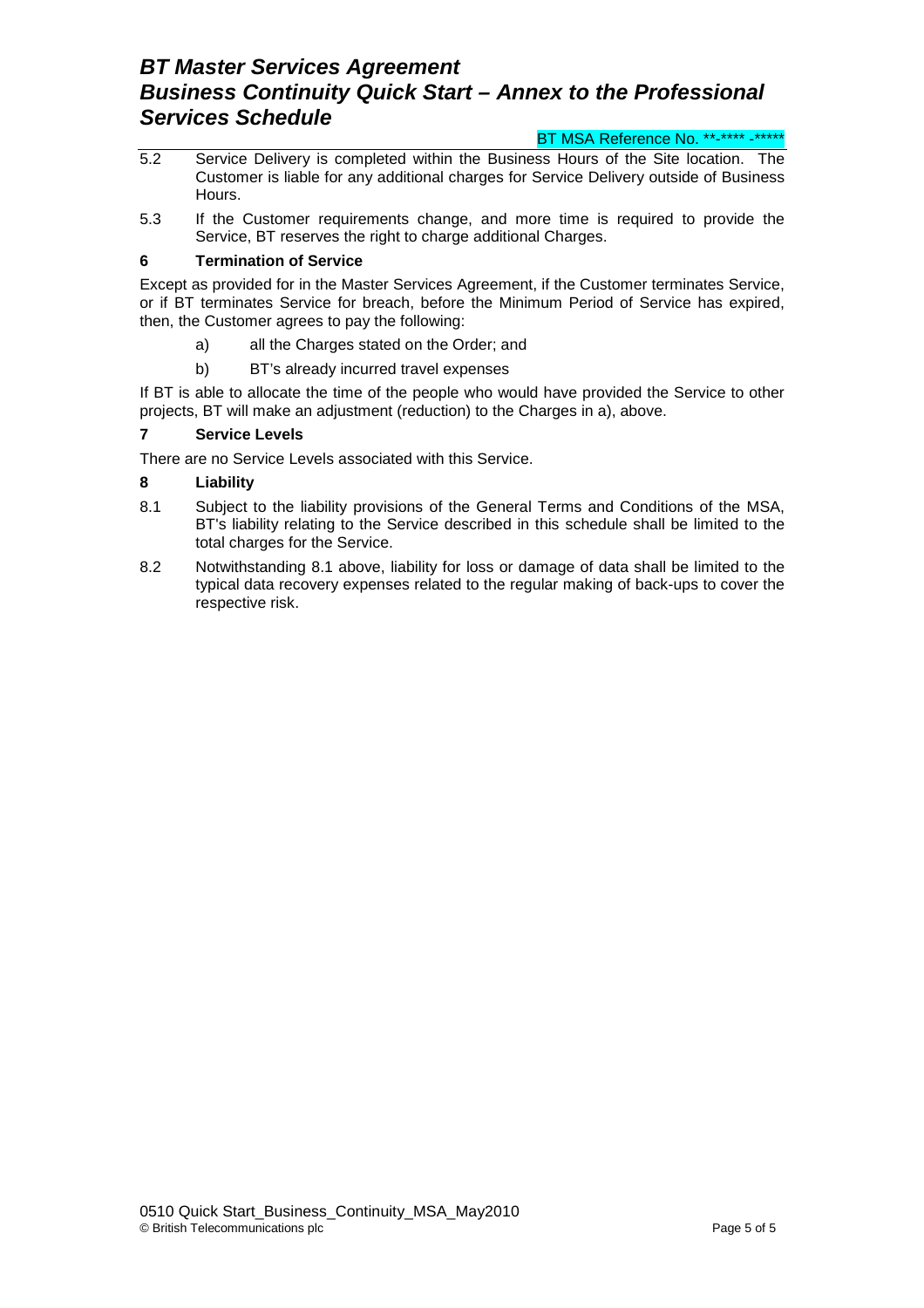5.2 Service Delivery is completed within the Business Hours of the Site location. The Customer is liable for any additional charges for Service Delivery outside of Business Hours.

5.3 If the Customer requirements change, and more time is required to provide the Service, BT reserves the right to charge additional Charges.

## 6 Termination of Service

Except as provided for in the Master Services Agreement, if the Customer terminates Service, or if BT terminates Service for breach, before the Minimum Period of Service has expired, then, the Customer agrees to pay the following:

a) all the Charges stated on the Order; and

b) BT's already incurred travel expenses

If BT is able to allocate the time of the people who would have provided the Service to other projects, BT will make an adjustment (reduction) to the Charges in a), above.

## 7 Service Levels

There are no Service Levels associated with this Service.

## 8 Liability

8.1 Subject to the liability provisions of the General Terms and Conditions of the MSA, BT's liability relating to the Service described in this schedule shall be limited to the total charges for the Service.

8.2 Notwithstanding 8.1 above, liability for loss or damage of data shall be limited to the typical data recovery expenses related to the regular making of back-ups to cover the respective risk.